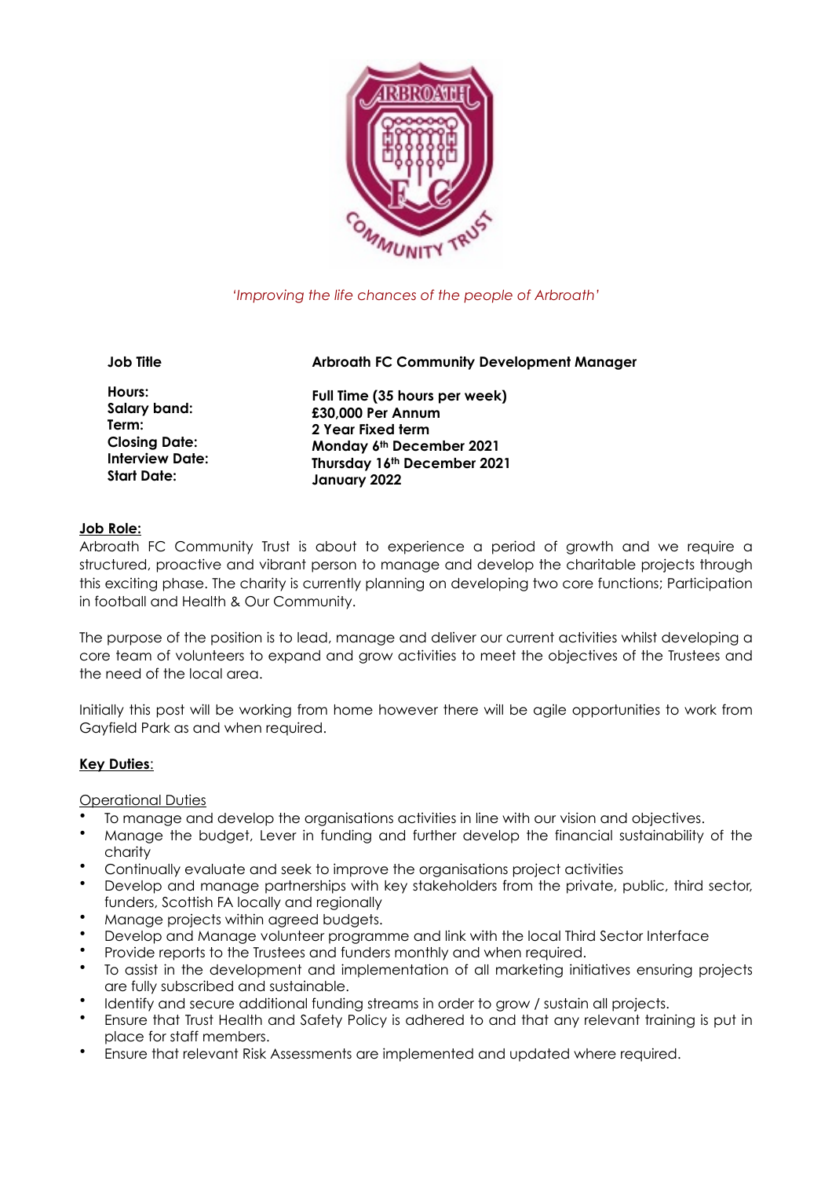*'Improving the life chances of the people of Arbroath'*

| Job Title | Arbroath FC Community Development Manager |
| --- | --- |
| Hours: | **Full Time (35 hours per week)** |
| Salary band: | **£30,000 Per Annum** |
| Term: | **2 Year Fixed term** |
| Closing Date: | **Monday 6th December 2021** |
| Interview Date: | **Thursday 16th December 2021** |
| Start Date: | **January 2022** |

**Job Role:**

Arbroath FC Community Trust is about to experience a period of growth and we require a structured, proactive and vibrant person to manage and develop the charitable projects through this exciting phase. The charity is currently planning on developing two core functions; Participation in football and Health & Our Community.

The purpose of the position is to lead, manage and deliver our current activities whilst developing a core team of volunteers to expand and grow activities to meet the objectives of the Trustees and the need of the local area.

Initially this post will be working from home however there will be agile opportunities to work from Gayfield Park as and when required.

**Key Duties**:

Operational Duties

- To manage and develop the organisations activities in line with our vision and objectives.
- Manage the budget, Lever in funding and further develop the financial sustainability of the charity
- Continually evaluate and seek to improve the organisations project activities
- Develop and manage partnerships with key stakeholders from the private, public, third sector, funders, Scottish FA locally and regionally
- Manage projects within agreed budgets.
- Develop and Manage volunteer programme and link with the local Third Sector Interface
- Provide reports to the Trustees and funders monthly and when required.
- To assist in the development and implementation of all marketing initiatives ensuring projects are fully subscribed and sustainable.
- Identify and secure additional funding streams in order to grow / sustain all projects.
- Ensure that Trust Health and Safety Policy is adhered to and that any relevant training is put in place for staff members.
- Ensure that relevant Risk Assessments are implemented and updated where required.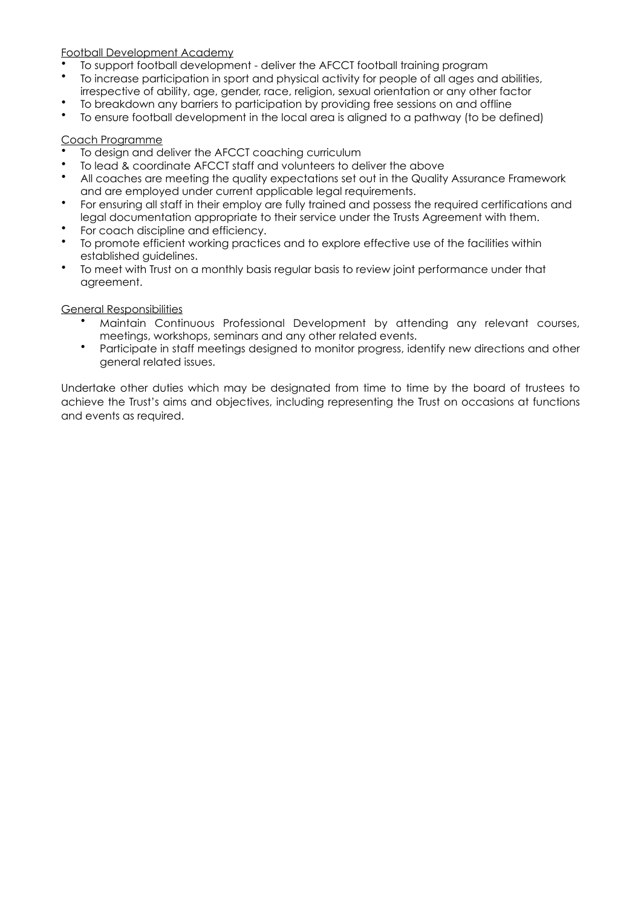Football Development Academy

- To support football development - deliver the AFCCT football training program
- To increase participation in sport and physical activity for people of all ages and abilities, irrespective of ability, age, gender, race, religion, sexual orientation or any other factor
- To breakdown any barriers to participation by providing free sessions on and offline
- To ensure football development in the local area is aligned to a pathway (to be defined)

Coach Programme

- To design and deliver the AFCCT coaching curriculum
- To lead & coordinate AFCCT staff and volunteers to deliver the above
- All coaches are meeting the quality expectations set out in the Quality Assurance Framework and are employed under current applicable legal requirements.
- For ensuring all staff in their employ are fully trained and possess the required certifications and legal documentation appropriate to their service under the Trusts Agreement with them.
- For coach discipline and efficiency.
- To promote efficient working practices and to explore effective use of the facilities within established guidelines.
- To meet with Trust on a monthly basis regular basis to review joint performance under that agreement.

General Responsibilities

- Maintain Continuous Professional Development by attending any relevant courses, meetings, workshops, seminars and any other related events.
- Participate in staff meetings designed to monitor progress, identify new directions and other general related issues.

Undertake other duties which may be designated from time to time by the board of trustees to achieve the Trust's aims and objectives, including representing the Trust on occasions at functions and events as required.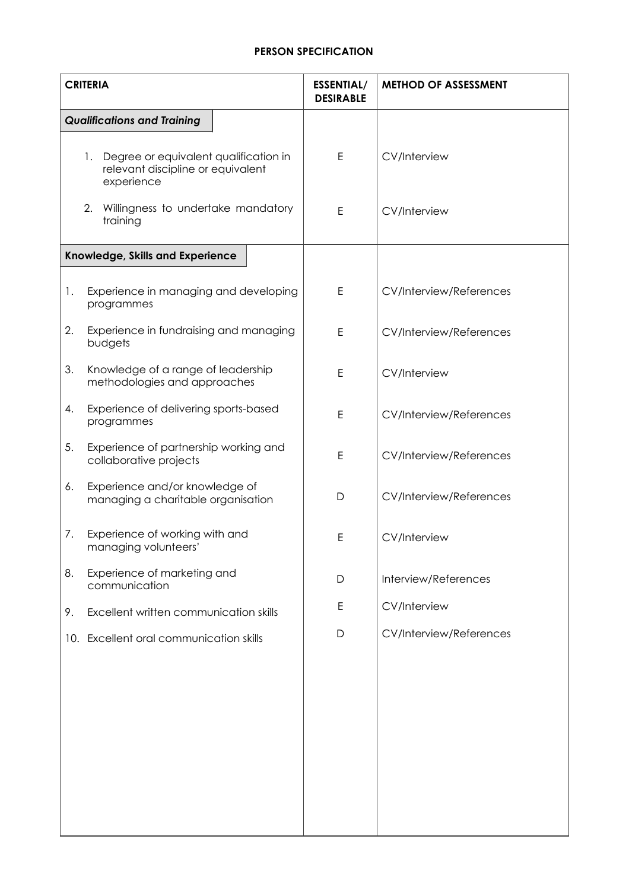## PERSON SPECIFICATION

| CRITERIA | ESSENTIAL/ DESIRABLE | METHOD OF ASSESSMENT |
|---|---|---|
| ***Qualifications and Training*** | | |
| 1. Degree or equivalent qualification in relevant discipline or equivalent experience | E | CV/Interview |
| 2. Willingness to undertake mandatory training | E | CV/Interview |
| **Knowledge, Skills and Experience** | | |
| 1. Experience in managing and developing programmes | E | CV/Interview/References |
| 2. Experience in fundraising and managing budgets | E | CV/Interview/References |
| 3. Knowledge of a range of leadership methodologies and approaches | E | CV/Interview |
| 4. Experience of delivering sports-based programmes | E | CV/Interview/References |
| 5. Experience of partnership working and collaborative projects | E | CV/Interview/References |
| 6. Experience and/or knowledge of managing a charitable organisation | D | CV/Interview/References |
| 7. Experience of working with and managing volunteers' | E | CV/Interview |
| 8. Experience of marketing and communication | D | Interview/References |
| 9. Excellent written communication skills | E | CV/Interview |
| 10. Excellent oral communication skills | D | CV/Interview/References |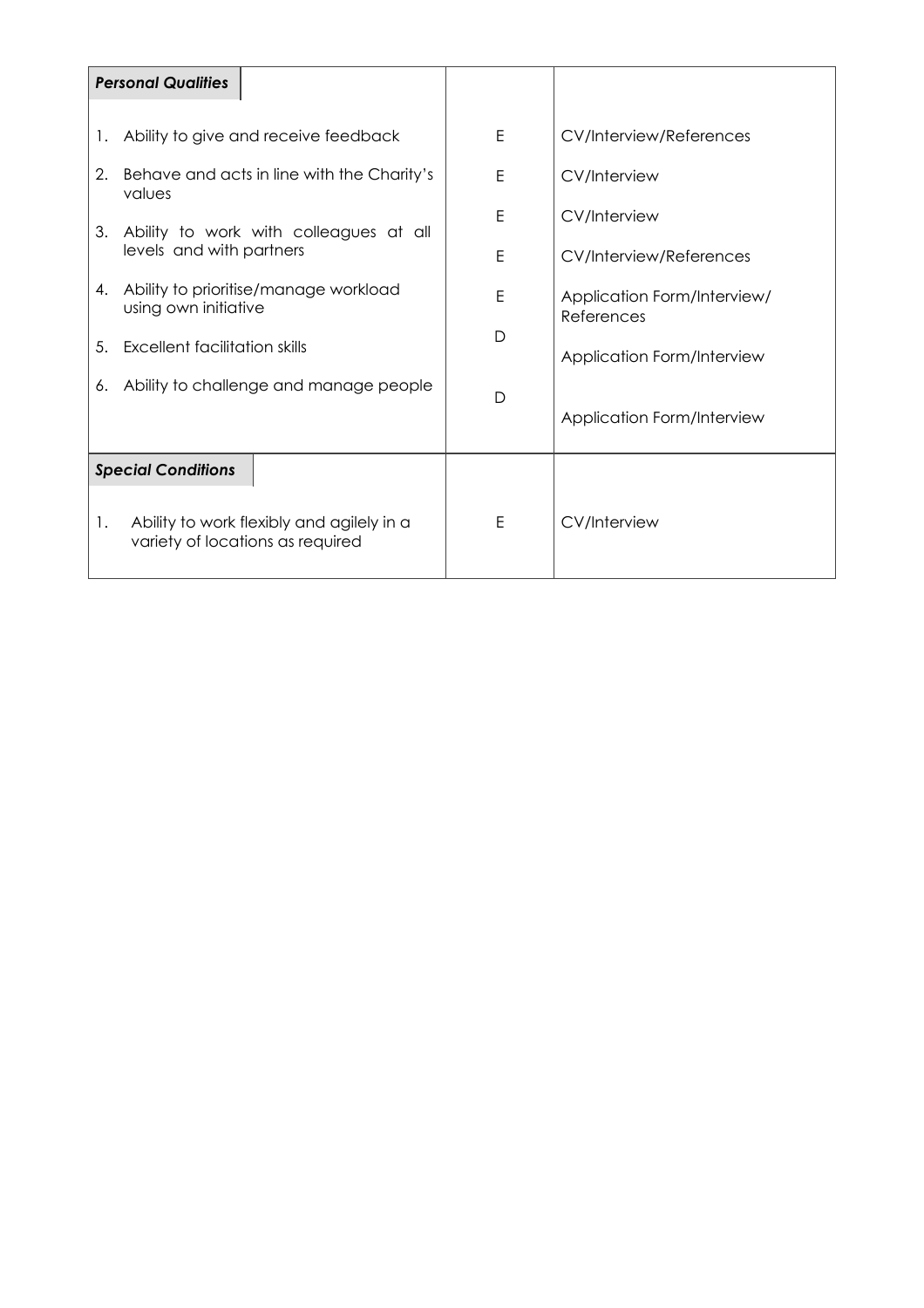| | | |
|---|---|---|
| ***Personal Qualities*** | | |
| 1. Ability to give and receive feedback | E | CV/Interview/References |
| 2. Behave and acts in line with the Charity's values | E | CV/Interview |
| 3. Ability to work with colleagues at all levels and with partners | E | CV/Interview |
| 4. Ability to prioritise/manage workload using own initiative | E | CV/Interview/References |
| 5. Excellent facilitation skills | E | Application Form/Interview/ References |
| 6. Ability to challenge and manage people | D | Application Form/Interview |
| | D | Application Form/Interview |
| ***Special Conditions*** | | |
| 1. Ability to work flexibly and agilely in a variety of locations as required | E | CV/Interview |